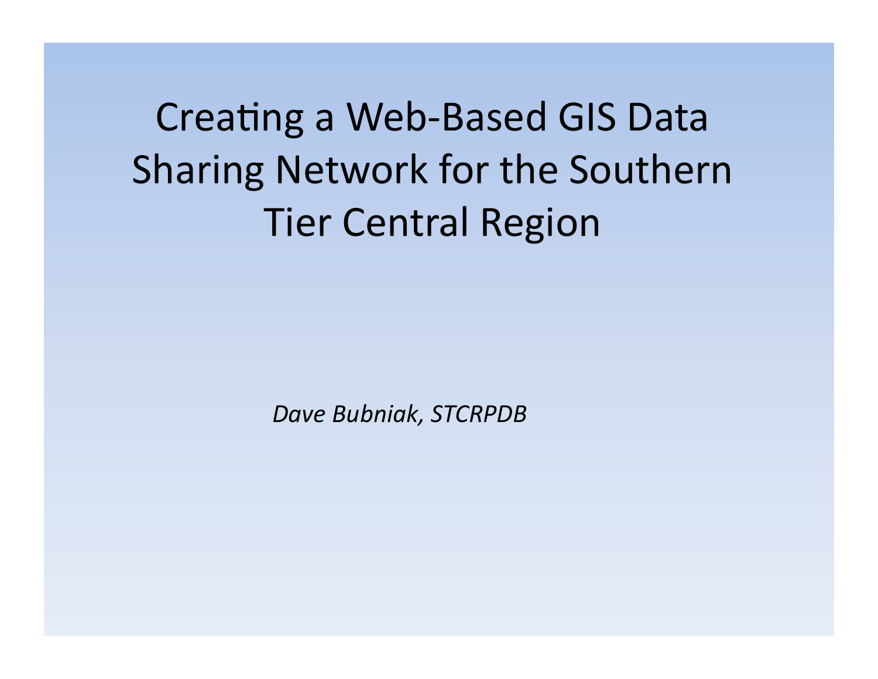# Creating a Web-Based GIS Data Sharing Network for the Southern Tier Central Region

*Dave Bubniak, STCRPDB*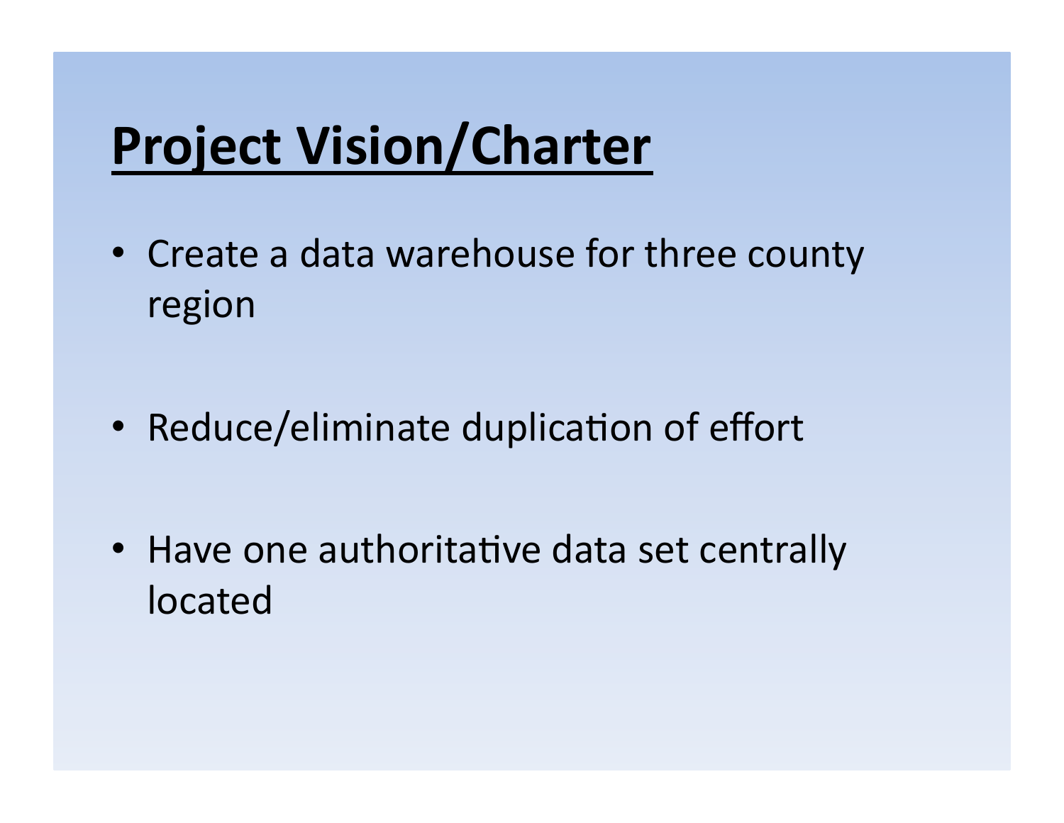# Project Vision/Charter

- Create a data warehouse for three county region
- Reduce/eliminate duplication of effort
- Have one authoritative data set centrally located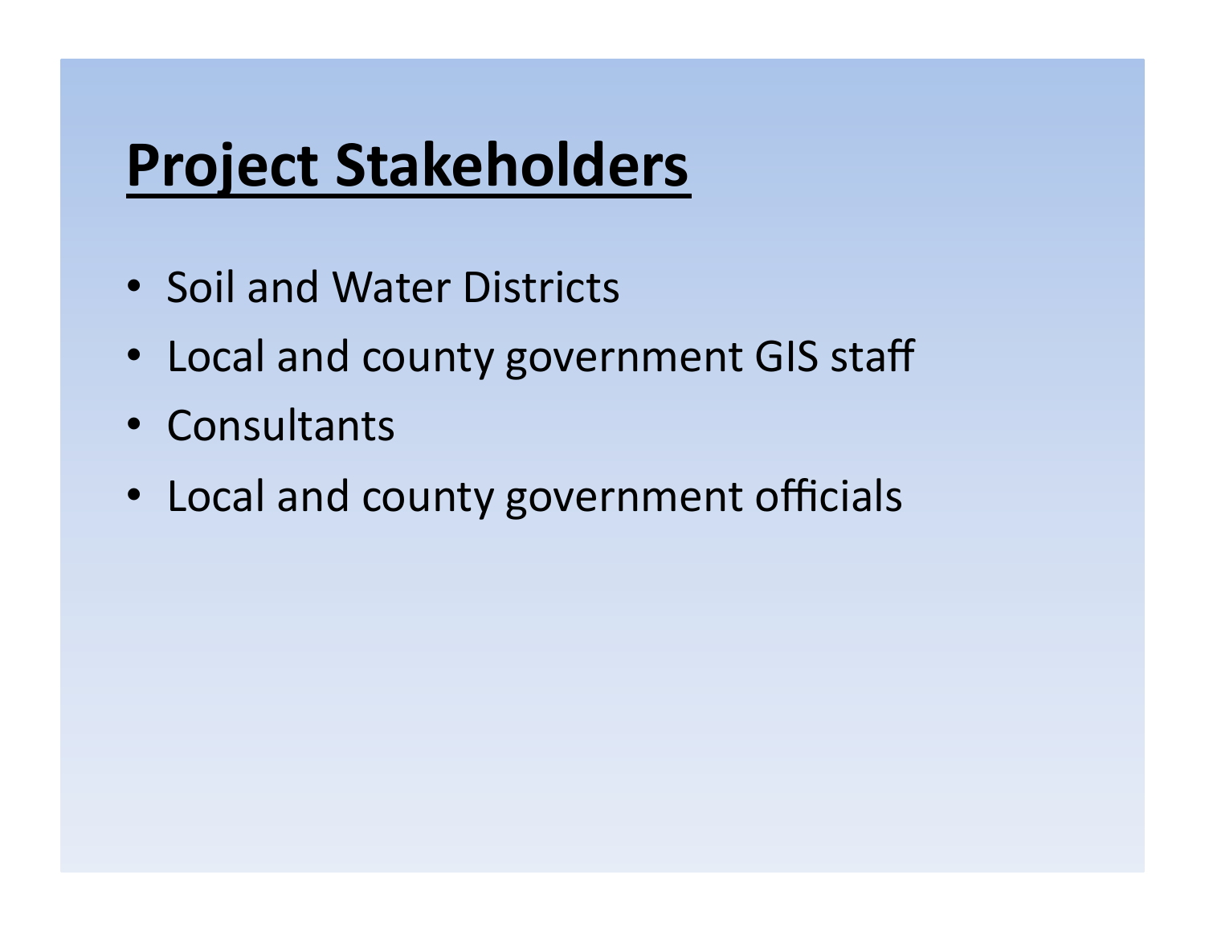# Project Stakeholders

- Soil and Water Districts
- Local and county government GIS staff
- Consultants
- Local and county government officials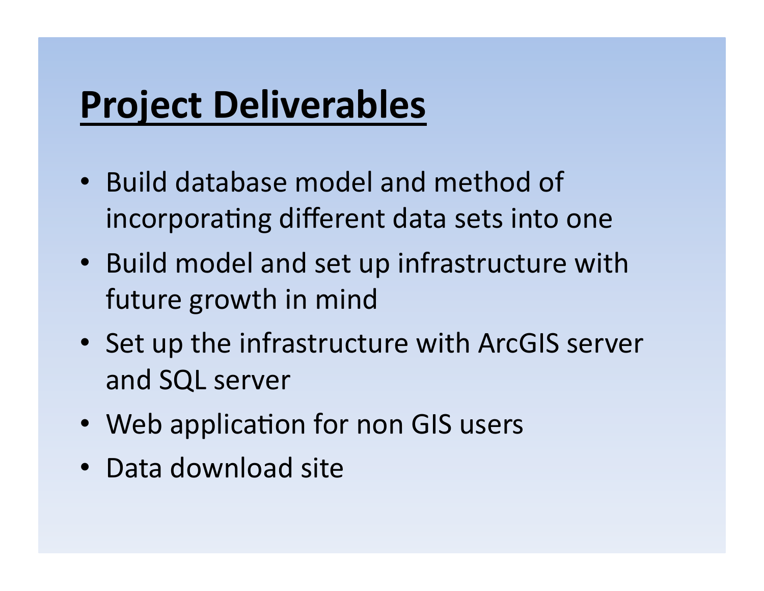# Project Deliverables

- Build database model and method of incorporating different data sets into one
- Build model and set up infrastructure with future growth in mind
- Set up the infrastructure with ArcGIS server and SQL server
- Web application for non GIS users
- Data download site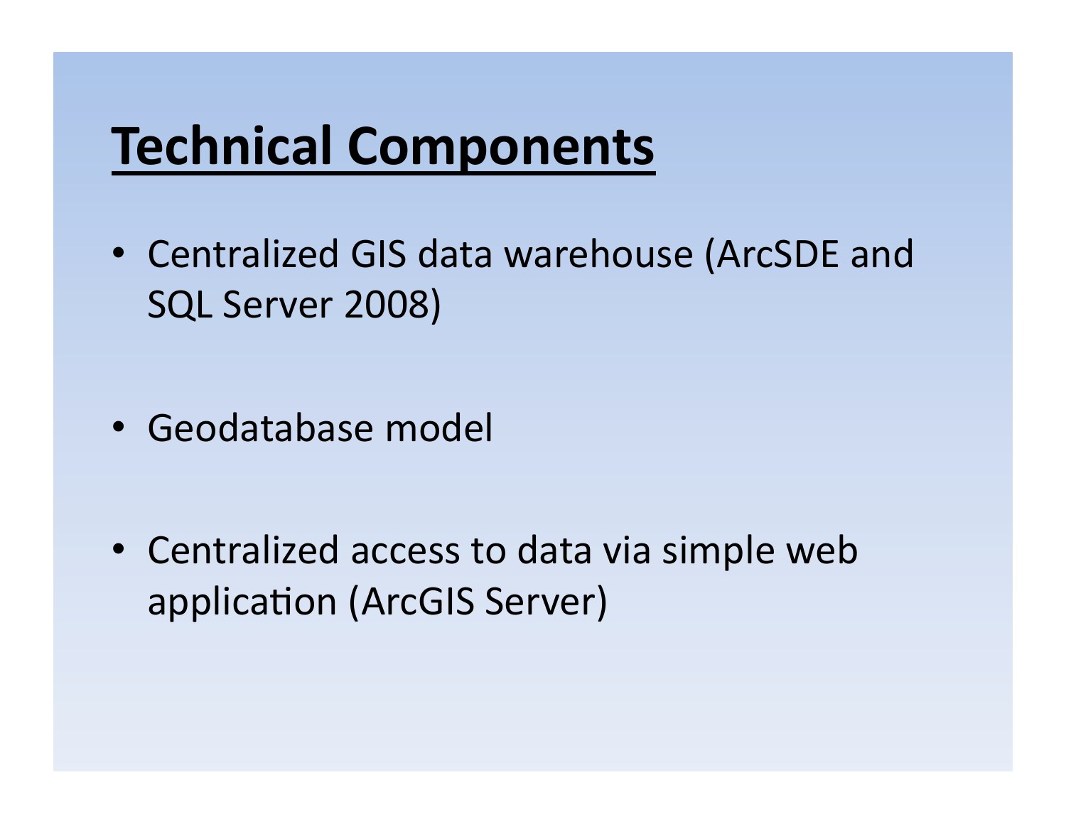# Technical Components

- Centralized GIS data warehouse (ArcSDE and SQL Server 2008)
- Geodatabase model
- Centralized access to data via simple web application (ArcGIS Server)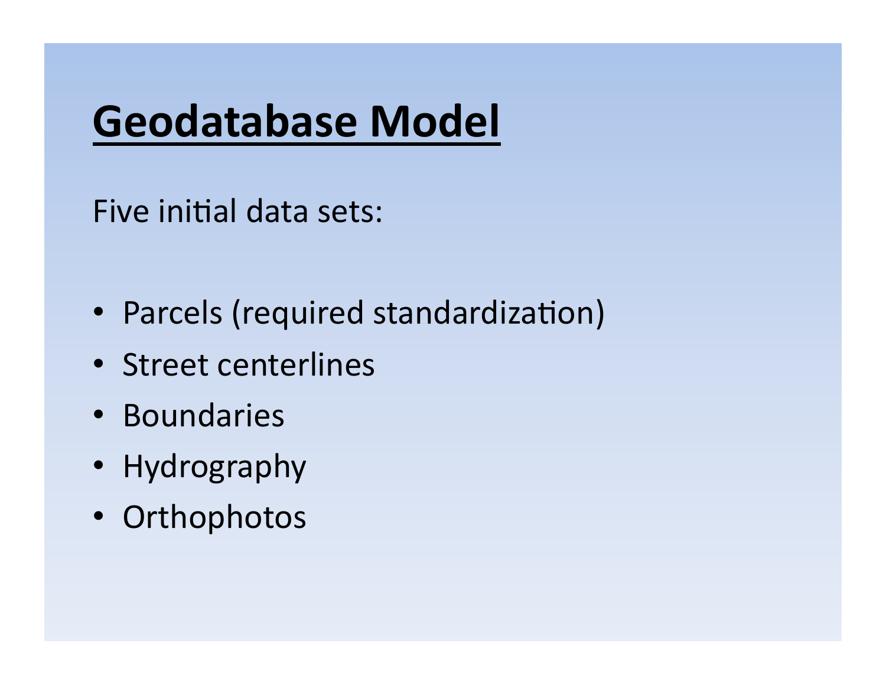# Geodatabase Model

Five initial data sets:

- Parcels (required standardization)
- Street centerlines
- Boundaries
- Hydrography
- Orthophotos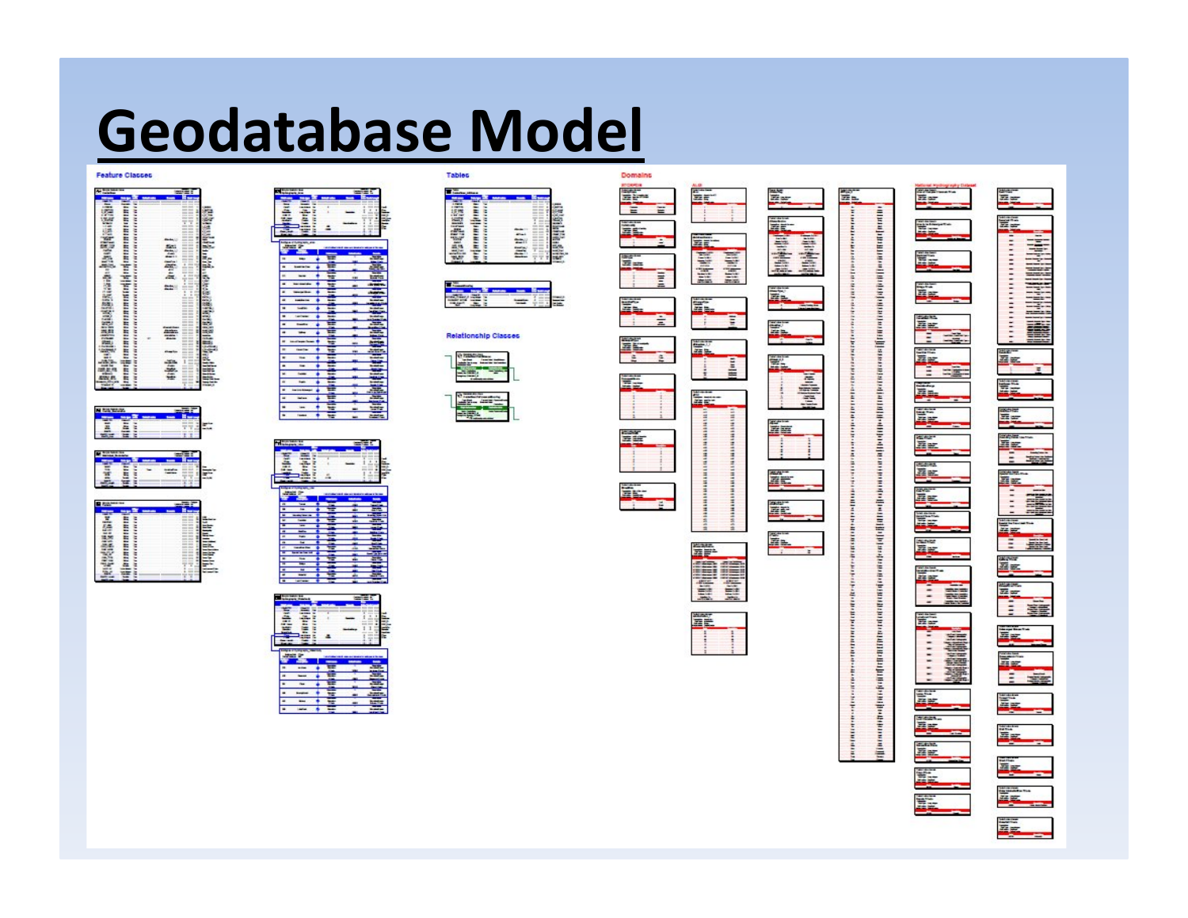# Geodatabase Model

Feature Classes

Tables

Relationship Classes

Domains

National Hydrography Dataset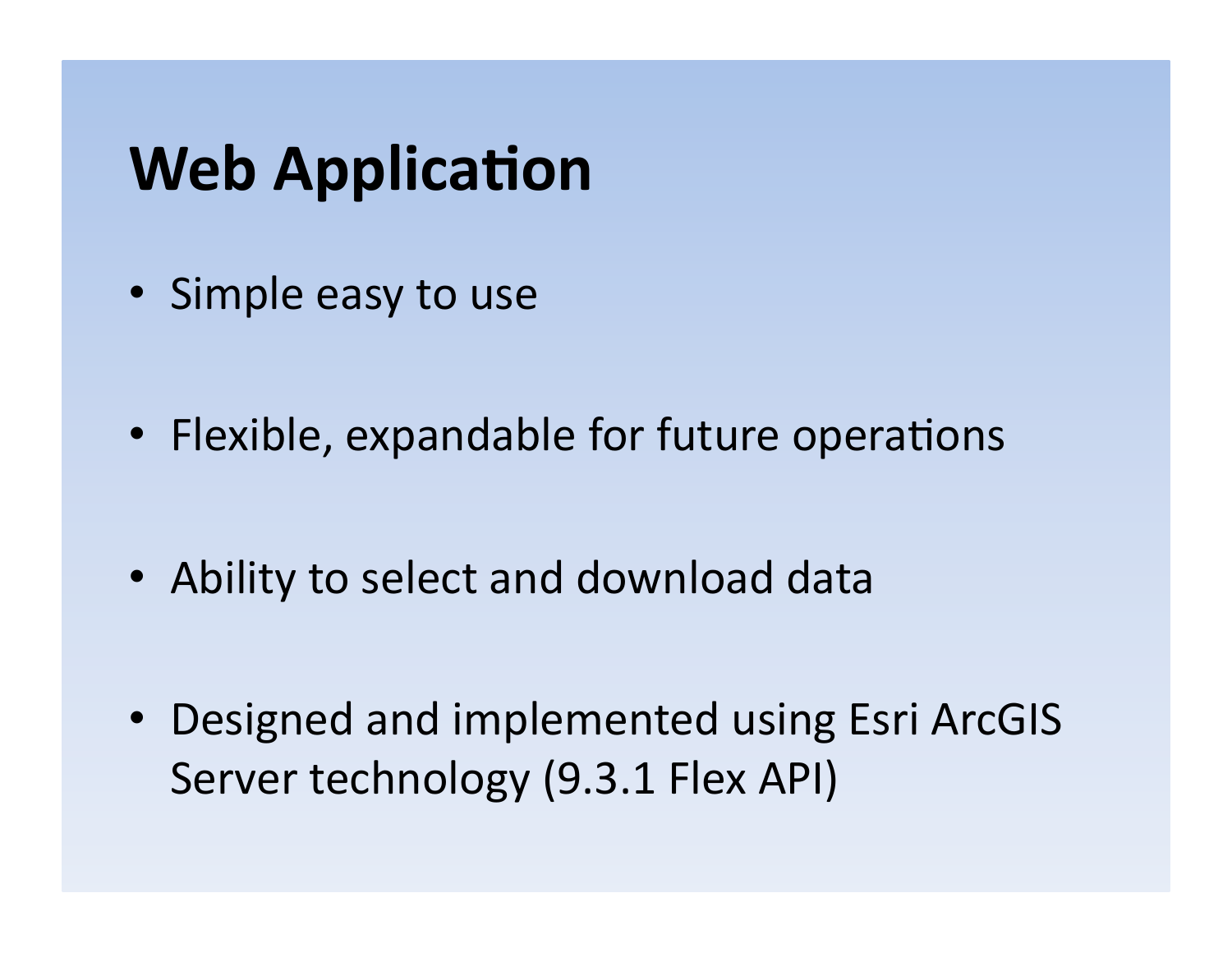# Web Application

- Simple easy to use
- Flexible, expandable for future operations
- Ability to select and download data
- Designed and implemented using Esri ArcGIS Server technology (9.3.1 Flex API)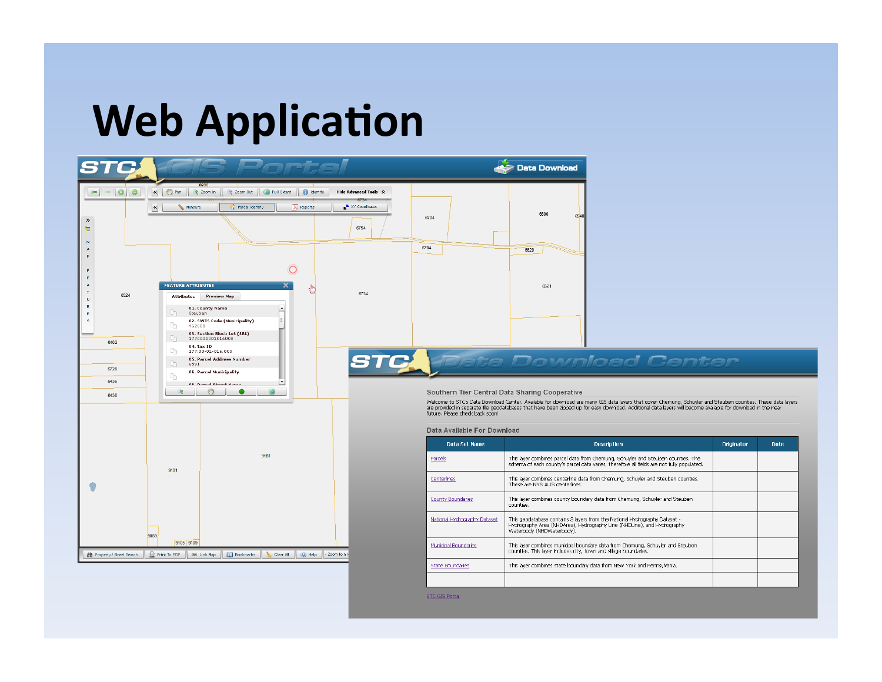# Web Application

**STC GIS Portal** — Data Download

Pan | Zoom In | Zoom Out | Full Extent | Identify | Hide Advanced Tools

Measure | Parcel Identify | Reports | XY Coordinates

**FEATURE ATTRIBUTES**

Attributes | Preview Map

- 01. County Name: Steuben
- 02. SWIS Code (Municipality): 462600
- 03. Section Block Lot (SBL): 177000000101600
- 04. Tax ID: 177.00-01-016.000
- 05. Parcel Address Number: 6591
- 06. Parcel Municipality
- 06. Parcel Street Name

Property / Street Search | Print To PDF | Link Map | Bookmarks | Clear All | Help | Zoom to a l

**STC Data Download Center**

**Southern Tier Central Data Sharing Cooperative**

Welcome to STC's Data Download Center. Available for download are many GIS data layers that cover Chemung, Schuyler and Steuben counties. These data layers are provided in separate file geodatabases that have been zipped up for easy download. Additional data layers will become available for download in the near future. Please check back soon!

**Data Available For Download**

| Data Set Name | Description | Originator | Date |
|---|---|---|---|
| Parcels | This layer combines parcel data from Chemung, Schuyler and Steuben counties. The schema of each county's parcel data varies, therefore all fields are not fully populated. | | |
| Centerlines | This layer combines centerline data from Chemung, Schuyler and Steuben counties. These are NYS ALIS centerlines. | | |
| County Boundaries | This layer combines county boundary data from Chemung, Schuyler and Steuben counties. | | |
| National Hydrography Dataset | This geodatabase contains 3 layers from the National Hydrography Dataset - Hydrography Area (NHDArea), Hydrography Line (NHDLine), and Hydrography Waterbody (NHDWaterbody). | | |
| Municipal Boundaries | This layer combines municipal boundary data from Chemung, Schuyler and Steuben counties. This layer includes city, town and village boundaries. | | |
| State Boundaries | This layer combines state boundary data from New York and Pennsylvania. | | |
| | | | |

STC GIS Portal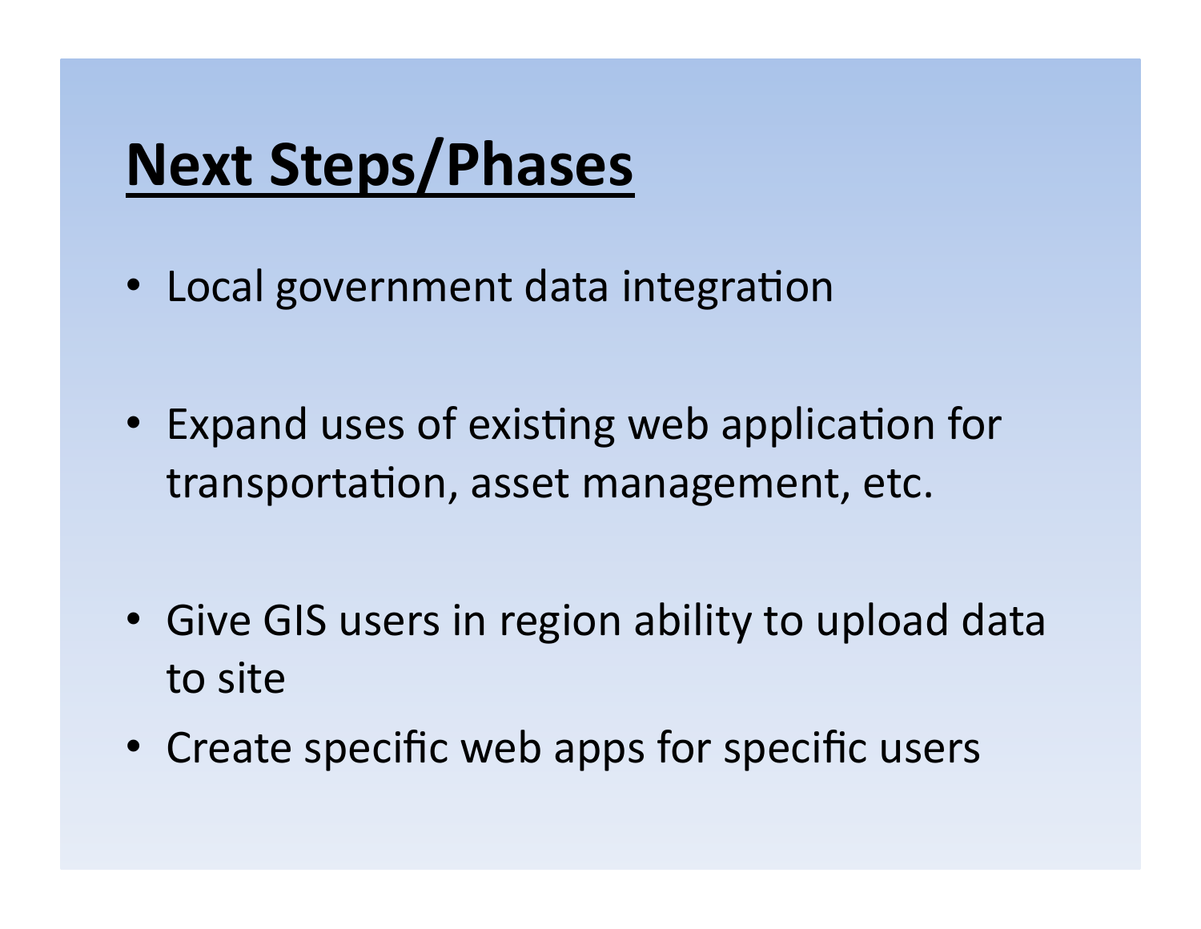# Next Steps/Phases

- Local government data integration
- Expand uses of existing web application for transportation, asset management, etc.
- Give GIS users in region ability to upload data to site
- Create specific web apps for specific users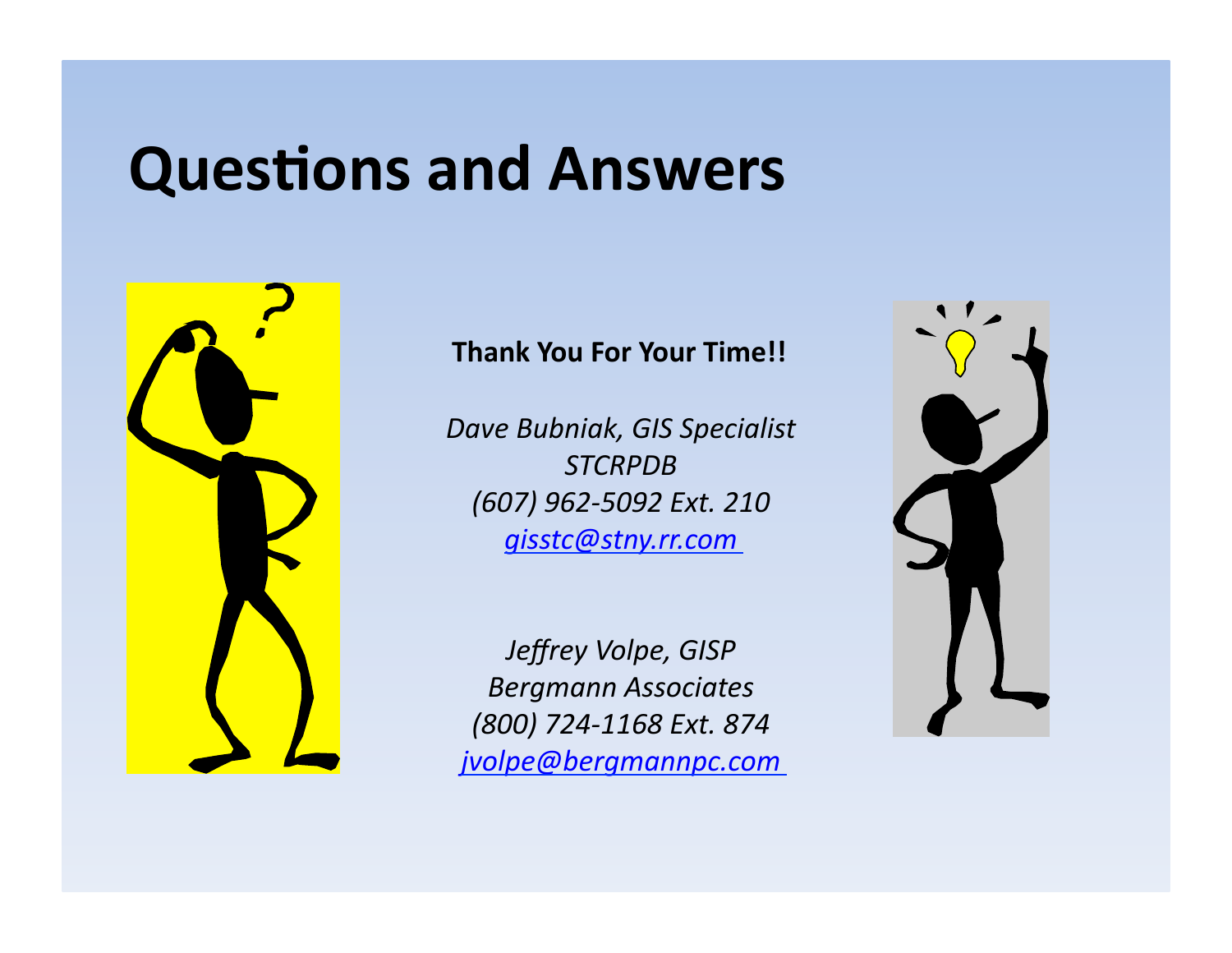# Questions and Answers

**Thank You For Your Time!!**

*Dave Bubniak, GIS Specialist*
*STCRPDB*
*(607) 962-5092 Ext. 210*
*gisstc@stny.rr.com*

*Jeffrey Volpe, GISP*
*Bergmann Associates*
*(800) 724-1168 Ext. 874*
*jvolpe@bergmannpc.com*